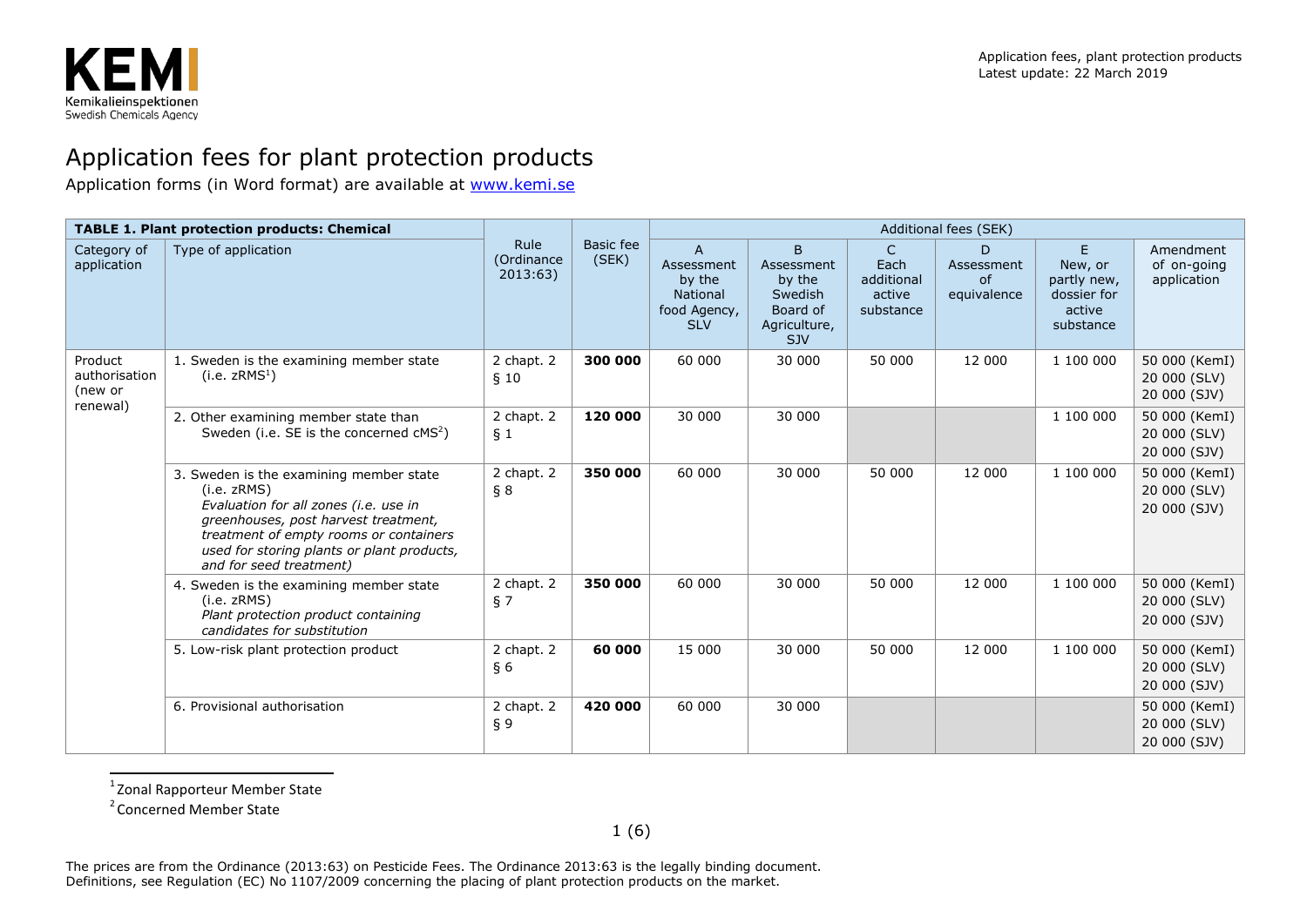# Application fees for plant protection products

Application forms (in Word format) are available at [www.kemi.se](http://www.kemi.se)

| TABLE 1. Plant protection products: Chemical | | Rule (Ordinance 2013:63) | Basic fee (SEK) | Additional fees (SEK) | | | | | |
|---|---|---|---|---|---|---|---|---|---|
| Category of application | Type of application | | | A Assessment by the National food Agency, SLV | B Assessment by the Swedish Board of Agriculture, SJV | C Each additional active substance | D Assessment of equivalence | E New, or partly new, dossier for active substance | Amendment of on-going application |
| Product authorisation (new or renewal) | 1. Sweden is the examining member state (i.e. zRMS[1]) | 2 chapt. 2 § 10 | **300 000** | 60 000 | 30 000 | 50 000 | 12 000 | 1 100 000 | 50 000 (KemI) 20 000 (SLV) 20 000 (SJV) |
| | 2. Other examining member state than Sweden (i.e. SE is the concerned cMS[2]) | 2 chapt. 2 § 1 | **120 000** | 30 000 | 30 000 | | | 1 100 000 | 50 000 (KemI) 20 000 (SLV) 20 000 (SJV) |
| | 3. Sweden is the examining member state (i.e. zRMS) *Evaluation for all zones (i.e. use in greenhouses, post harvest treatment, treatment of empty rooms or containers used for storing plants or plant products, and for seed treatment)* | 2 chapt. 2 § 8 | **350 000** | 60 000 | 30 000 | 50 000 | 12 000 | 1 100 000 | 50 000 (KemI) 20 000 (SLV) 20 000 (SJV) |
| | 4. Sweden is the examining member state (i.e. zRMS) *Plant protection product containing candidates for substitution* | 2 chapt. 2 § 7 | **350 000** | 60 000 | 30 000 | 50 000 | 12 000 | 1 100 000 | 50 000 (KemI) 20 000 (SLV) 20 000 (SJV) |
| | 5. Low-risk plant protection product | 2 chapt. 2 § 6 | **60 000** | 15 000 | 30 000 | 50 000 | 12 000 | 1 100 000 | 50 000 (KemI) 20 000 (SLV) 20 000 (SJV) |
| | 6. Provisional authorisation | 2 chapt. 2 § 9 | **420 000** | 60 000 | 30 000 | | | | 50 000 (KemI) 20 000 (SLV) 20 000 (SJV) |

[1] Zonal Rapporteur Member State

[2] Concerned Member State

The prices are from the Ordinance (2013:63) on Pesticide Fees. The Ordinance 2013:63 is the legally binding document.
Definitions, see Regulation (EC) No 1107/2009 concerning the placing of plant protection products on the market.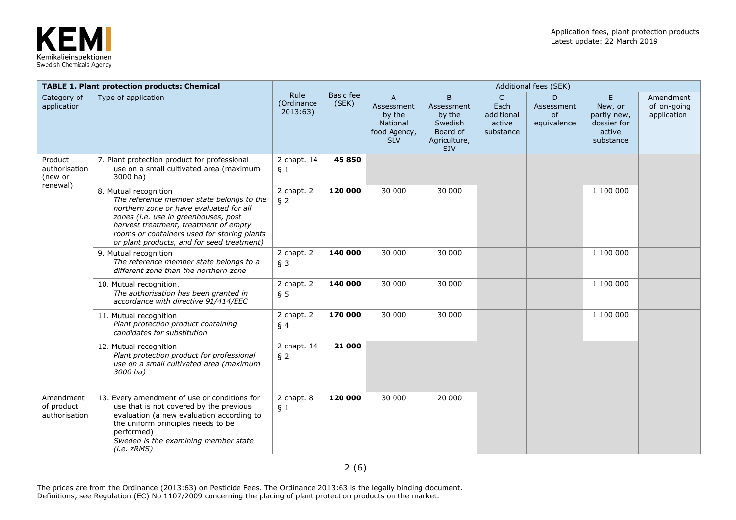| TABLE 1. Plant protection products: Chemical | | Rule (Ordinance 2013:63) | Basic fee (SEK) | Additional fees (SEK) | | | | | |
|---|---|---|---|---|---|---|---|---|---|
| Category of application | Type of application | | | A Assessment by the National food Agency, SLV | B Assessment by the Swedish Board of Agriculture, SJV | C Each additional active substance | D Assessment of equivalence | E New, or partly new, dossier for active substance | Amendment of on-going application |
| Product authorisation (new or renewal) | 7. Plant protection product for professional use on a small cultivated area (maximum 3000 ha) | 2 chapt. 14 § 1 | **45 850** | | | | | | |
| | 8. Mutual recognition *The reference member state belongs to the northern zone or have evaluated for all zones (i.e. use in greenhouses, post harvest treatment, treatment of empty rooms or containers used for storing plants or plant products, and for seed treatment)* | 2 chapt. 2 § 2 | **120 000** | 30 000 | 30 000 | | | 1 100 000 | |
| | 9. Mutual recognition *The reference member state belongs to a different zone than the northern zone* | 2 chapt. 2 § 3 | **140 000** | 30 000 | 30 000 | | | 1 100 000 | |
| | 10. Mutual recognition. *The authorisation has been granted in accordance with directive 91/414/EEC* | 2 chapt. 2 § 5 | **140 000** | 30 000 | 30 000 | | | 1 100 000 | |
| | 11. Mutual recognition *Plant protection product containing candidates for substitution* | 2 chapt. 2 § 4 | **170 000** | 30 000 | 30 000 | | | 1 100 000 | |
| | 12. Mutual recognition *Plant protection product for professional use on a small cultivated area (maximum 3000 ha)* | 2 chapt. 14 § 2 | **21 000** | | | | | | |
| Amendment of product authorisation | 13. Every amendment of use or conditions for use that is not covered by the previous evaluation (a new evaluation according to the uniform principles needs to be performed) *Sweden is the examining member state (i.e. zRMS)* | 2 chapt. 8 § 1 | **120 000** | 30 000 | 20 000 | | | | |

The prices are from the Ordinance (2013:63) on Pesticide Fees. The Ordinance 2013:63 is the legally binding document.
Definitions, see Regulation (EC) No 1107/2009 concerning the placing of plant protection products on the market.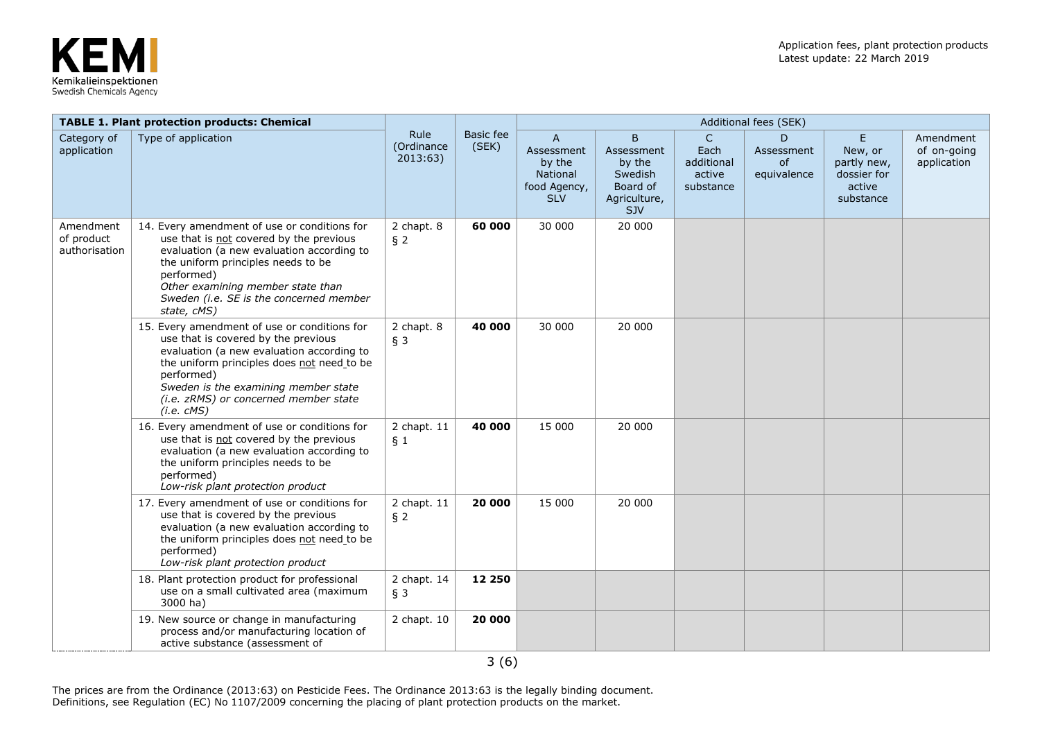| **TABLE 1. Plant protection products: Chemical** | | Rule (Ordinance 2013:63) | Basic fee (SEK) | Additional fees (SEK) | | | | | |
|---|---|---|---|---|---|---|---|---|---|
| Category of application | Type of application | | | A Assessment by the National food Agency, SLV | B Assessment by the Swedish Board of Agriculture, SJV | C Each additional active substance | D Assessment of equivalence | E New, or partly new, dossier for active substance | Amendment of on-going application |
| Amendment of product authorisation | 14. Every amendment of use or conditions for use that is not covered by the previous evaluation (a new evaluation according to the uniform principles needs to be performed) *Other examining member state than Sweden (i.e. SE is the concerned member state, cMS)* | 2 chapt. 8 § 2 | **60 000** | 30 000 | 20 000 | | | | |
| | 15. Every amendment of use or conditions for use that is covered by the previous evaluation (a new evaluation according to the uniform principles does not need to be performed) *Sweden is the examining member state (i.e. zRMS) or concerned member state (i.e. cMS)* | 2 chapt. 8 § 3 | **40 000** | 30 000 | 20 000 | | | | |
| | 16. Every amendment of use or conditions for use that is not covered by the previous evaluation (a new evaluation according to the uniform principles needs to be performed) *Low-risk plant protection product* | 2 chapt. 11 § 1 | **40 000** | 15 000 | 20 000 | | | | |
| | 17. Every amendment of use or conditions for use that is covered by the previous evaluation (a new evaluation according to the uniform principles does not need to be performed) *Low-risk plant protection product* | 2 chapt. 11 § 2 | **20 000** | 15 000 | 20 000 | | | | |
| | 18. Plant protection product for professional use on a small cultivated area (maximum 3000 ha) | 2 chapt. 14 § 3 | **12 250** | | | | | | |
| | 19. New source or change in manufacturing process and/or manufacturing location of active substance (assessment of | 2 chapt. 10 | **20 000** | | | | | | |

The prices are from the Ordinance (2013:63) on Pesticide Fees. The Ordinance 2013:63 is the legally binding document. Definitions, see Regulation (EC) No 1107/2009 concerning the placing of plant protection products on the market.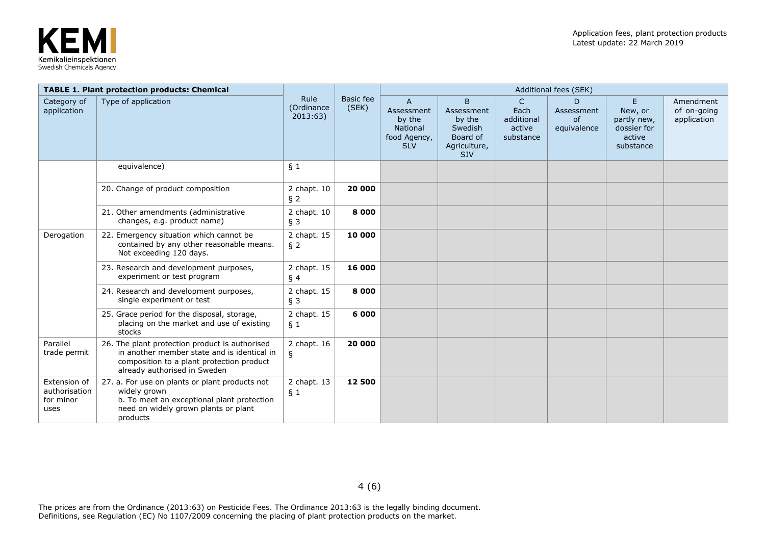| TABLE 1. Plant protection products: Chemical | | Rule (Ordinance 2013:63) | Basic fee (SEK) | Additional fees (SEK) | | | | | |
|---|---|---|---|---|---|---|---|---|---|
| Category of application | Type of application | | | A Assessment by the National food Agency, SLV | B Assessment by the Swedish Board of Agriculture, SJV | C Each additional active substance | D Assessment of equivalence | E New, or partly new, dossier for active substance | Amendment of on-going application |
| | equivalence) | § 1 | | | | | | | |
| | 20. Change of product composition | 2 chapt. 10 § 2 | **20 000** | | | | | | |
| | 21. Other amendments (administrative changes, e.g. product name) | 2 chapt. 10 § 3 | **8 000** | | | | | | |
| Derogation | 22. Emergency situation which cannot be contained by any other reasonable means. Not exceeding 120 days. | 2 chapt. 15 § 2 | **10 000** | | | | | | |
| | 23. Research and development purposes, experiment or test program | 2 chapt. 15 § 4 | **16 000** | | | | | | |
| | 24. Research and development purposes, single experiment or test | 2 chapt. 15 § 3 | **8 000** | | | | | | |
| | 25. Grace period for the disposal, storage, placing on the market and use of existing stocks | 2 chapt. 15 § 1 | **6 000** | | | | | | |
| Parallel trade permit | 26. The plant protection product is authorised in another member state and is identical in composition to a plant protection product already authorised in Sweden | 2 chapt. 16 § | **20 000** | | | | | | |
| Extension of authorisation for minor uses | 27. a. For use on plants or plant products not widely grown<br>b. To meet an exceptional plant protection need on widely grown plants or plant products | 2 chapt. 13 § 1 | **12 500** | | | | | | |

The prices are from the Ordinance (2013:63) on Pesticide Fees. The Ordinance 2013:63 is the legally binding document.
Definitions, see Regulation (EC) No 1107/2009 concerning the placing of plant protection products on the market.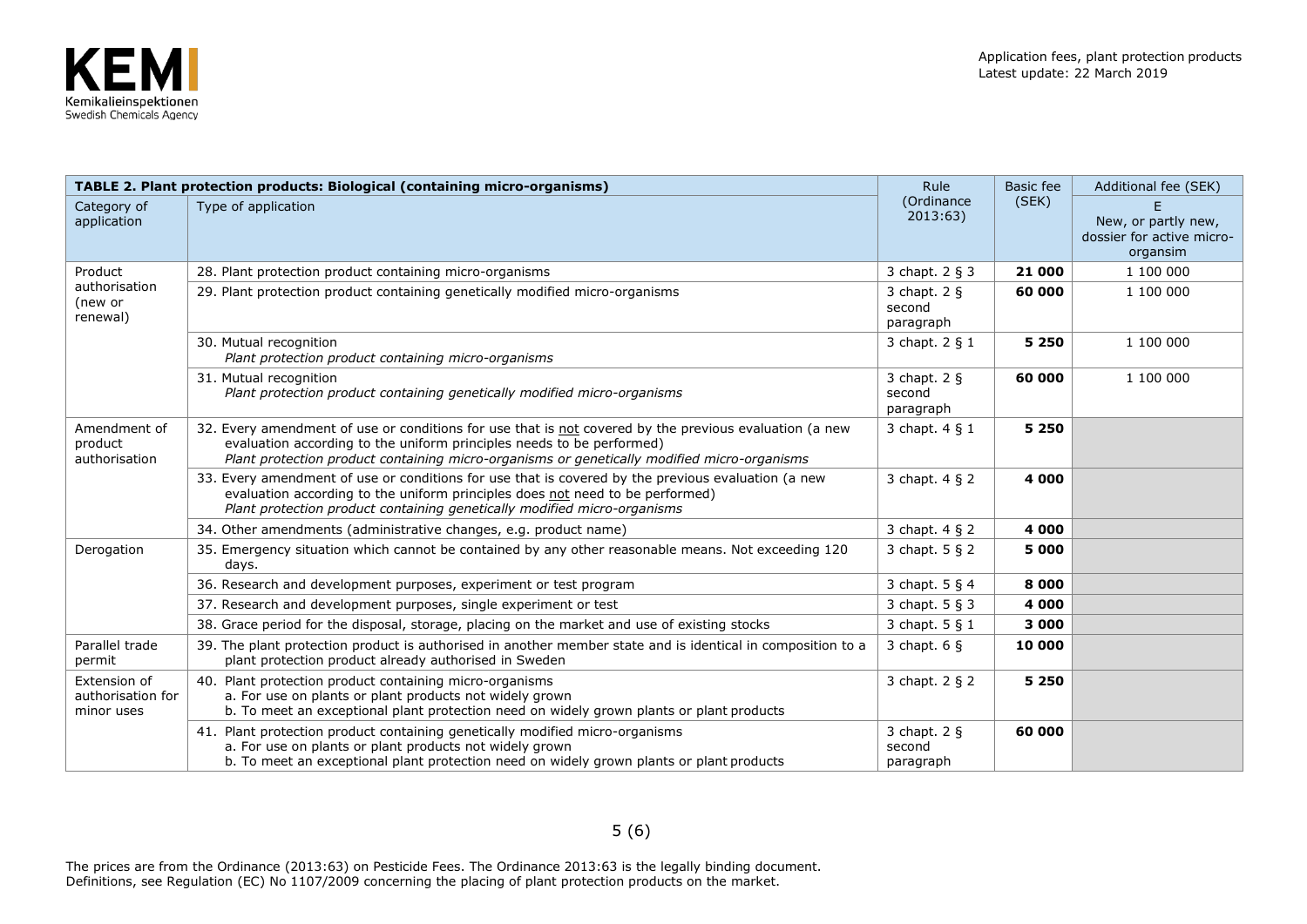| TABLE 2. Plant protection products: Biological (containing micro-organisms) | | Rule (Ordinance 2013:63) | Basic fee (SEK) | Additional fee (SEK) |
|---|---|---|---|---|
| Category of application | Type of application | | | E<br>New, or partly new, dossier for active micro-organsim |
| Product authorisation (new or renewal) | 28. Plant protection product containing micro-organisms | 3 chapt. 2 § 3 | **21 000** | 1 100 000 |
| | 29. Plant protection product containing genetically modified micro-organisms | 3 chapt. 2 § second paragraph | **60 000** | 1 100 000 |
| | 30. Mutual recognition<br>*Plant protection product containing micro-organisms* | 3 chapt. 2 § 1 | **5 250** | 1 100 000 |
| | 31. Mutual recognition<br>*Plant protection product containing genetically modified micro-organisms* | 3 chapt. 2 § second paragraph | **60 000** | 1 100 000 |
| Amendment of product authorisation | 32. Every amendment of use or conditions for use that is not covered by the previous evaluation (a new evaluation according to the uniform principles needs to be performed)<br>*Plant protection product containing micro-organisms or genetically modified micro-organisms* | 3 chapt. 4 § 1 | **5 250** | |
| | 33. Every amendment of use or conditions for use that is covered by the previous evaluation (a new evaluation according to the uniform principles does not need to be performed)<br>*Plant protection product containing genetically modified micro-organisms* | 3 chapt. 4 § 2 | **4 000** | |
| | 34. Other amendments (administrative changes, e.g. product name) | 3 chapt. 4 § 2 | **4 000** | |
| Derogation | 35. Emergency situation which cannot be contained by any other reasonable means. Not exceeding 120 days. | 3 chapt. 5 § 2 | **5 000** | |
| | 36. Research and development purposes, experiment or test program | 3 chapt. 5 § 4 | **8 000** | |
| | 37. Research and development purposes, single experiment or test | 3 chapt. 5 § 3 | **4 000** | |
| | 38. Grace period for the disposal, storage, placing on the market and use of existing stocks | 3 chapt. 5 § 1 | **3 000** | |
| Parallel trade permit | 39. The plant protection product is authorised in another member state and is identical in composition to a plant protection product already authorised in Sweden | 3 chapt. 6 § | **10 000** | |
| Extension of authorisation for minor uses | 40. Plant protection product containing micro-organisms<br>a. For use on plants or plant products not widely grown<br>b. To meet an exceptional plant protection need on widely grown plants or plant products | 3 chapt. 2 § 2 | **5 250** | |
| | 41. Plant protection product containing genetically modified micro-organisms<br>a. For use on plants or plant products not widely grown<br>b. To meet an exceptional plant protection need on widely grown plants or plant products | 3 chapt. 2 § second paragraph | **60 000** | |

The prices are from the Ordinance (2013:63) on Pesticide Fees. The Ordinance 2013:63 is the legally binding document.
Definitions, see Regulation (EC) No 1107/2009 concerning the placing of plant protection products on the market.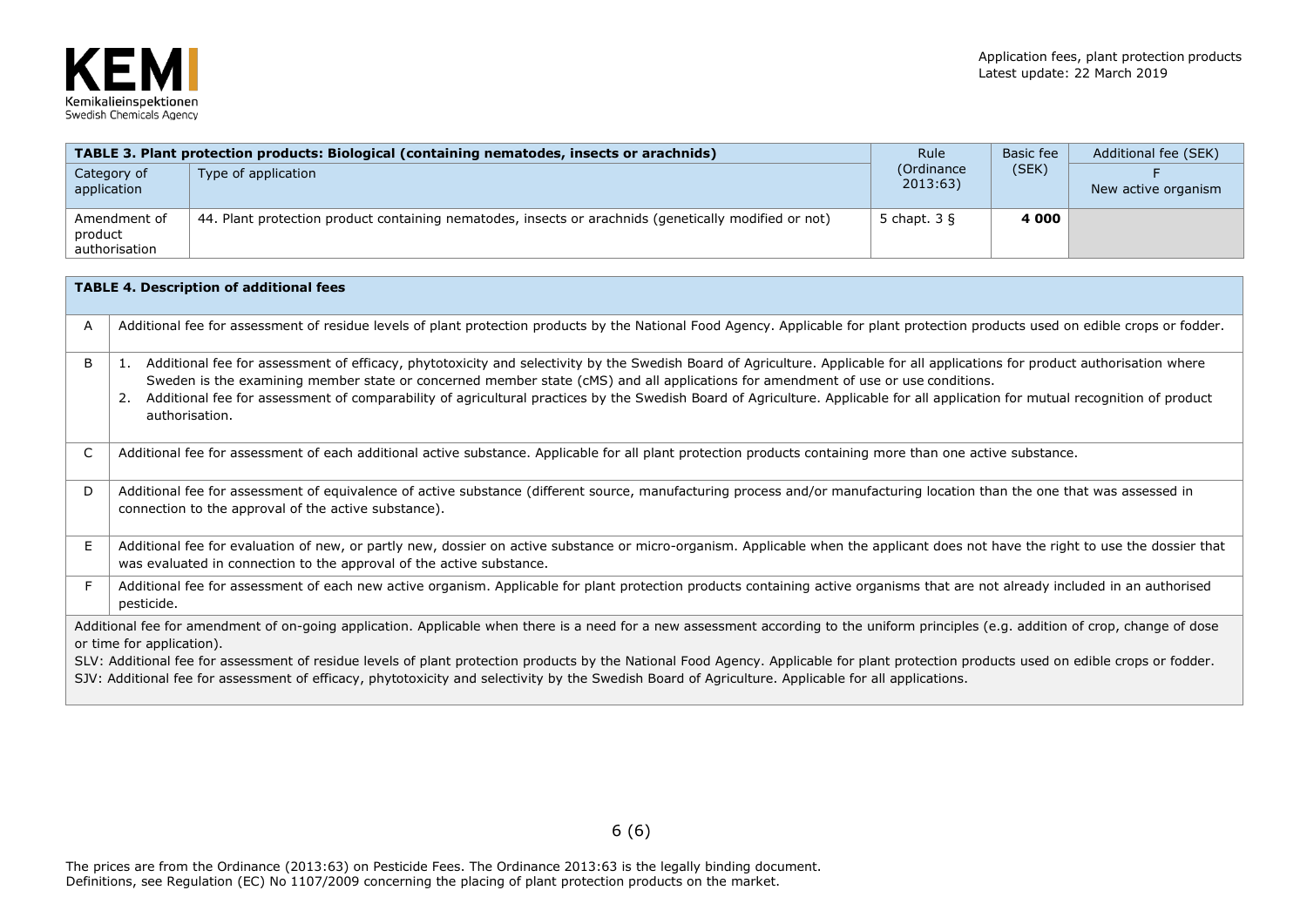| TABLE 3. Plant protection products: Biological (containing nematodes, insects or arachnids) | | Rule (Ordinance 2013:63) | Basic fee (SEK) | Additional fee (SEK) |
|---|---|---|---|---|
| Category of application | Type of application | | | F New active organism |
| Amendment of product authorisation | 44. Plant protection product containing nematodes, insects or arachnids (genetically modified or not) | 5 chapt. 3 § | **4 000** | |

| TABLE 4. Description of additional fees | |
|---|---|
| A | Additional fee for assessment of residue levels of plant protection products by the National Food Agency. Applicable for plant protection products used on edible crops or fodder. |
| B | 1. Additional fee for assessment of efficacy, phytotoxicity and selectivity by the Swedish Board of Agriculture. Applicable for all applications for product authorisation where Sweden is the examining member state or concerned member state (cMS) and all applications for amendment of use or use conditions. 2. Additional fee for assessment of comparability of agricultural practices by the Swedish Board of Agriculture. Applicable for all application for mutual recognition of product authorisation. |
| C | Additional fee for assessment of each additional active substance. Applicable for all plant protection products containing more than one active substance. |
| D | Additional fee for assessment of equivalence of active substance (different source, manufacturing process and/or manufacturing location than the one that was assessed in connection to the approval of the active substance). |
| E | Additional fee for evaluation of new, or partly new, dossier on active substance or micro-organism. Applicable when the applicant does not have the right to use the dossier that was evaluated in connection to the approval of the active substance. |
| F | Additional fee for assessment of each new active organism. Applicable for plant protection products containing active organisms that are not already included in an authorised pesticide. |

Additional fee for amendment of on-going application. Applicable when there is a need for a new assessment according to the uniform principles (e.g. addition of crop, change of dose or time for application).

SLV: Additional fee for assessment of residue levels of plant protection products by the National Food Agency. Applicable for plant protection products used on edible crops or fodder.

SJV: Additional fee for assessment of efficacy, phytotoxicity and selectivity by the Swedish Board of Agriculture. Applicable for all applications.